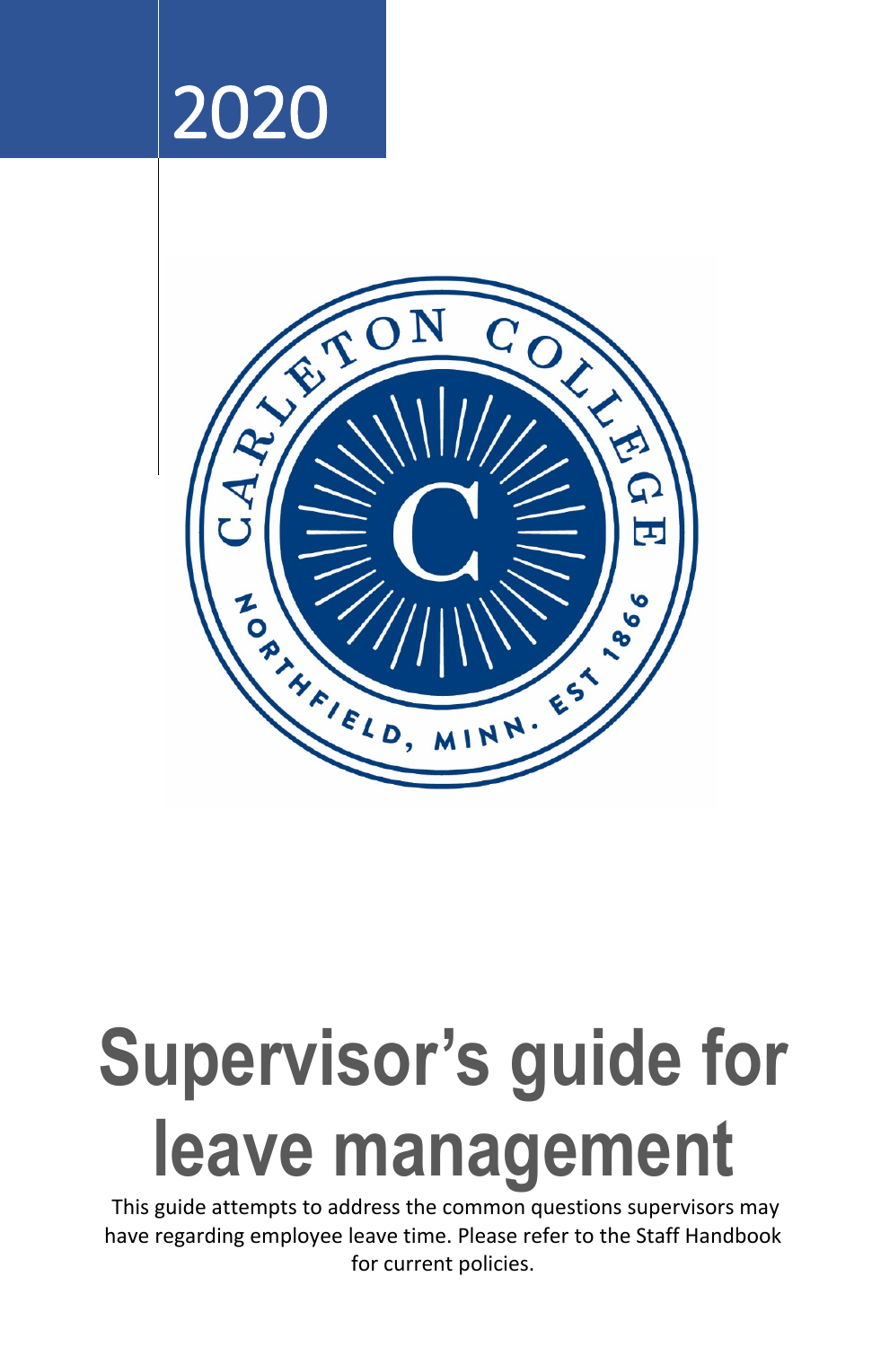2020

# Supervisor's guide for leave management

This guide attempts to address the common questions supervisors may have regarding employee leave time. Please refer to the Staff Handbook for current policies.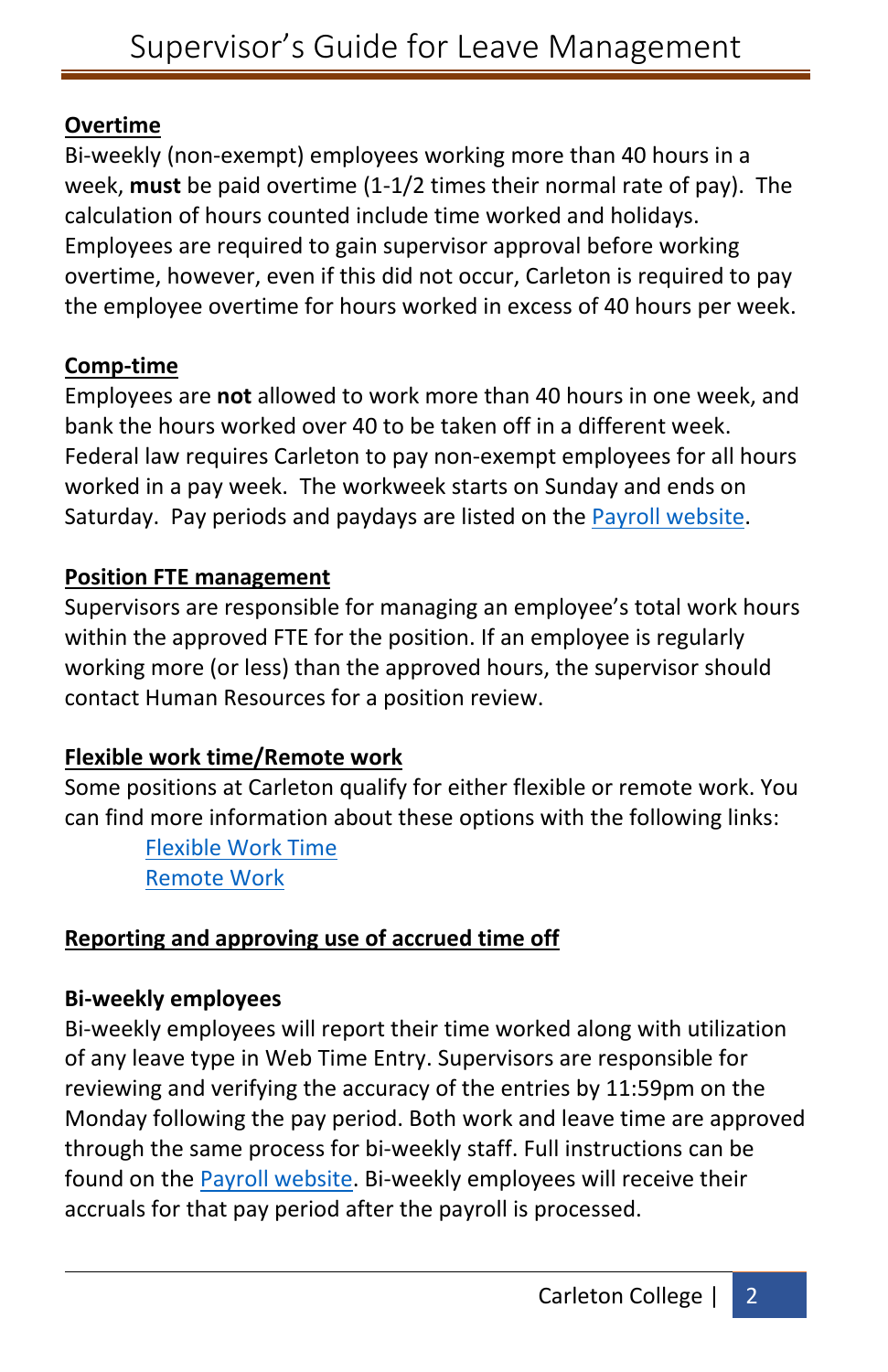**Overtime**

Bi-weekly (non-exempt) employees working more than 40 hours in a week, **must** be paid overtime (1-1/2 times their normal rate of pay). The calculation of hours counted include time worked and holidays. Employees are required to gain supervisor approval before working overtime, however, even if this did not occur, Carleton is required to pay the employee overtime for hours worked in excess of 40 hours per week.

**Comp-time**

Employees are **not** allowed to work more than 40 hours in one week, and bank the hours worked over 40 to be taken off in a different week. Federal law requires Carleton to pay non-exempt employees for all hours worked in a pay week. The workweek starts on Sunday and ends on Saturday. Pay periods and paydays are listed on the Payroll website.

**Position FTE management**

Supervisors are responsible for managing an employee's total work hours within the approved FTE for the position. If an employee is regularly working more (or less) than the approved hours, the supervisor should contact Human Resources for a position review.

**Flexible work time/Remote work**

Some positions at Carleton qualify for either flexible or remote work. You can find more information about these options with the following links:

- Flexible Work Time
- Remote Work

**Reporting and approving use of accrued time off**

**Bi-weekly employees**

Bi-weekly employees will report their time worked along with utilization of any leave type in Web Time Entry. Supervisors are responsible for reviewing and verifying the accuracy of the entries by 11:59pm on the Monday following the pay period. Both work and leave time are approved through the same process for bi-weekly staff. Full instructions can be found on the Payroll website. Bi-weekly employees will receive their accruals for that pay period after the payroll is processed.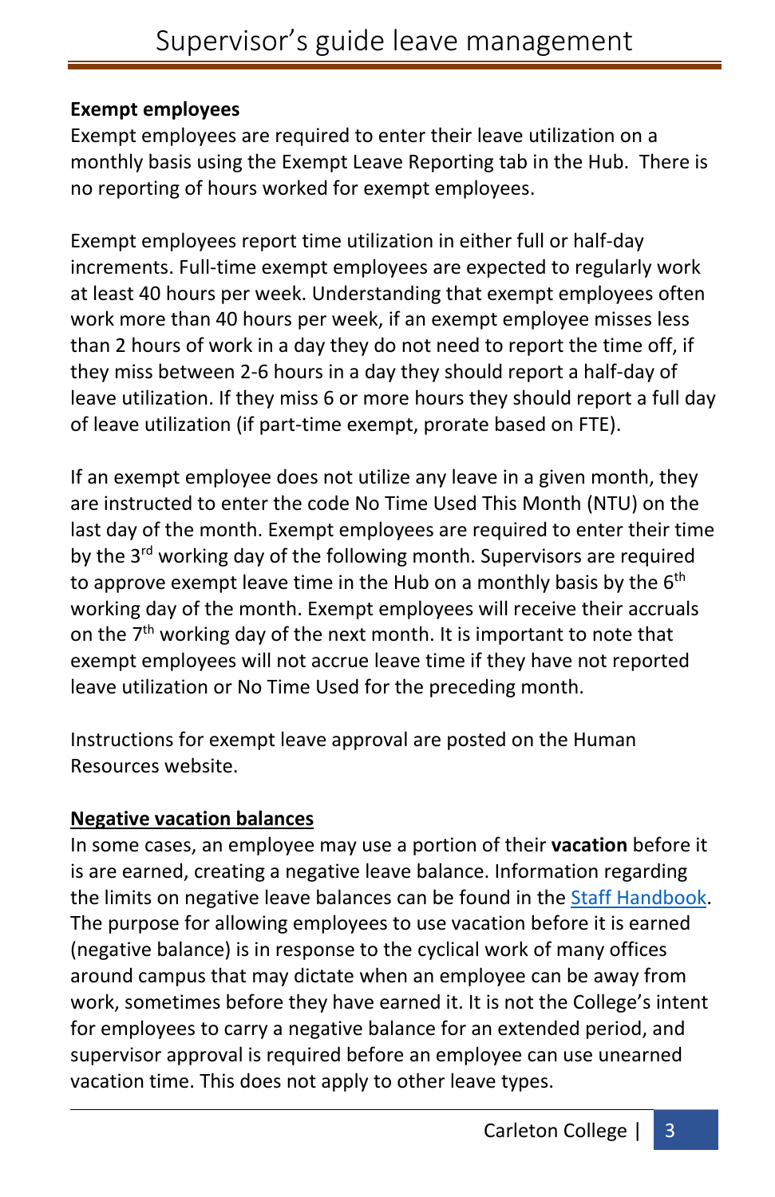**Exempt employees**

Exempt employees are required to enter their leave utilization on a monthly basis using the Exempt Leave Reporting tab in the Hub. There is no reporting of hours worked for exempt employees.

Exempt employees report time utilization in either full or half-day increments. Full-time exempt employees are expected to regularly work at least 40 hours per week. Understanding that exempt employees often work more than 40 hours per week, if an exempt employee misses less than 2 hours of work in a day they do not need to report the time off, if they miss between 2-6 hours in a day they should report a half-day of leave utilization. If they miss 6 or more hours they should report a full day of leave utilization (if part-time exempt, prorate based on FTE).

If an exempt employee does not utilize any leave in a given month, they are instructed to enter the code No Time Used This Month (NTU) on the last day of the month. Exempt employees are required to enter their time by the 3rd working day of the following month. Supervisors are required to approve exempt leave time in the Hub on a monthly basis by the 6th working day of the month. Exempt employees will receive their accruals on the 7th working day of the next month. It is important to note that exempt employees will not accrue leave time if they have not reported leave utilization or No Time Used for the preceding month.

Instructions for exempt leave approval are posted on the Human Resources website.

## Negative vacation balances

In some cases, an employee may use a portion of their **vacation** before it is are earned, creating a negative leave balance. Information regarding the limits on negative leave balances can be found in the Staff Handbook. The purpose for allowing employees to use vacation before it is earned (negative balance) is in response to the cyclical work of many offices around campus that may dictate when an employee can be away from work, sometimes before they have earned it. It is not the College's intent for employees to carry a negative balance for an extended period, and supervisor approval is required before an employee can use unearned vacation time. This does not apply to other leave types.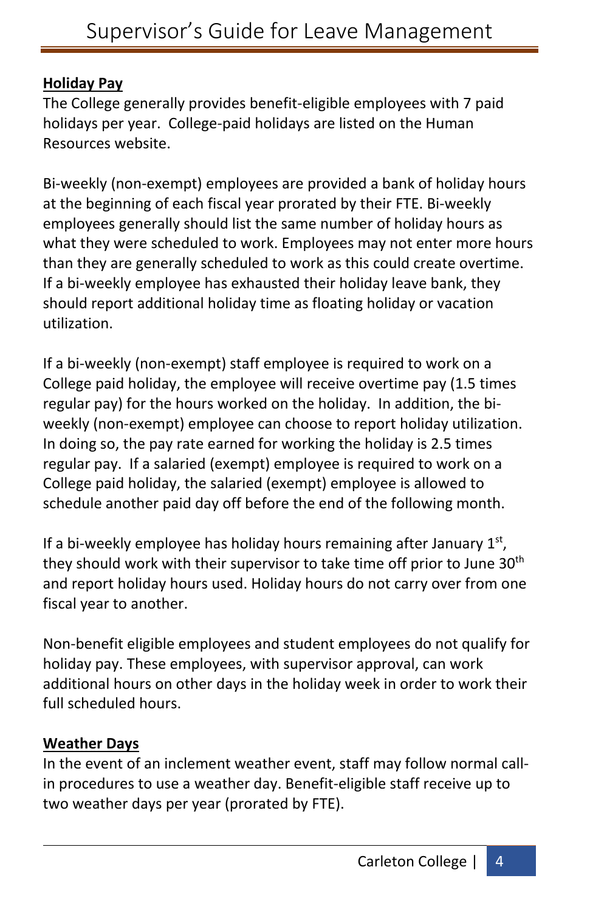## Holiday Pay

The College generally provides benefit-eligible employees with 7 paid holidays per year. College-paid holidays are listed on the Human Resources website.

Bi-weekly (non-exempt) employees are provided a bank of holiday hours at the beginning of each fiscal year prorated by their FTE. Bi-weekly employees generally should list the same number of holiday hours as what they were scheduled to work. Employees may not enter more hours than they are generally scheduled to work as this could create overtime. If a bi-weekly employee has exhausted their holiday leave bank, they should report additional holiday time as floating holiday or vacation utilization.

If a bi-weekly (non-exempt) staff employee is required to work on a College paid holiday, the employee will receive overtime pay (1.5 times regular pay) for the hours worked on the holiday. In addition, the bi-weekly (non-exempt) employee can choose to report holiday utilization. In doing so, the pay rate earned for working the holiday is 2.5 times regular pay. If a salaried (exempt) employee is required to work on a College paid holiday, the salaried (exempt) employee is allowed to schedule another paid day off before the end of the following month.

If a bi-weekly employee has holiday hours remaining after January 1st, they should work with their supervisor to take time off prior to June 30th and report holiday hours used. Holiday hours do not carry over from one fiscal year to another.

Non-benefit eligible employees and student employees do not qualify for holiday pay. These employees, with supervisor approval, can work additional hours on other days in the holiday week in order to work their full scheduled hours.

## Weather Days

In the event of an inclement weather event, staff may follow normal call-in procedures to use a weather day. Benefit-eligible staff receive up to two weather days per year (prorated by FTE).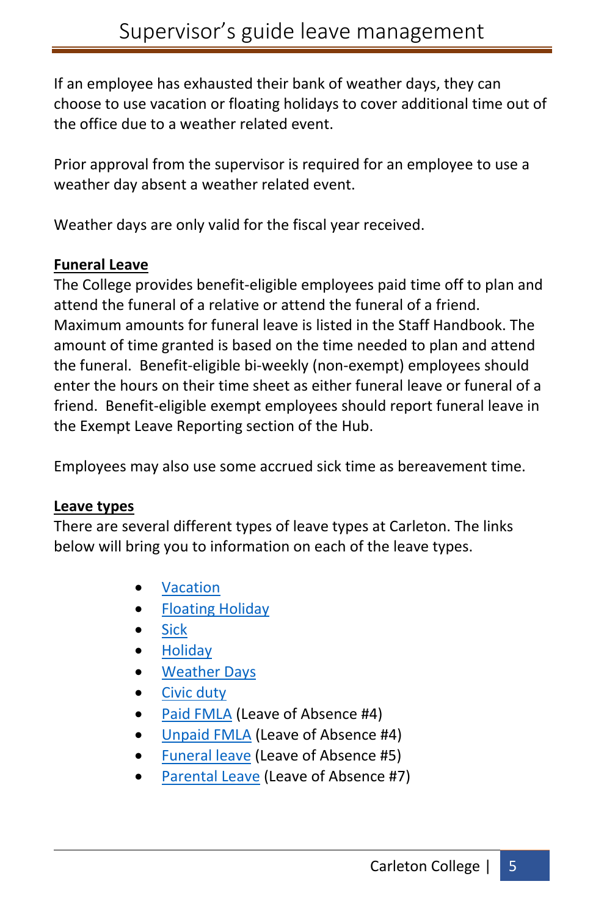If an employee has exhausted their bank of weather days, they can choose to use vacation or floating holidays to cover additional time out of the office due to a weather related event.

Prior approval from the supervisor is required for an employee to use a weather day absent a weather related event.

Weather days are only valid for the fiscal year received.

**Funeral Leave**

The College provides benefit-eligible employees paid time off to plan and attend the funeral of a relative or attend the funeral of a friend. Maximum amounts for funeral leave is listed in the Staff Handbook. The amount of time granted is based on the time needed to plan and attend the funeral. Benefit-eligible bi-weekly (non-exempt) employees should enter the hours on their time sheet as either funeral leave or funeral of a friend. Benefit-eligible exempt employees should report funeral leave in the Exempt Leave Reporting section of the Hub.

Employees may also use some accrued sick time as bereavement time.

**Leave types**

There are several different types of leave types at Carleton. The links below will bring you to information on each of the leave types.

- Vacation
- Floating Holiday
- Sick
- Holiday
- Weather Days
- Civic duty
- Paid FMLA (Leave of Absence #4)
- Unpaid FMLA (Leave of Absence #4)
- Funeral leave (Leave of Absence #5)
- Parental Leave (Leave of Absence #7)